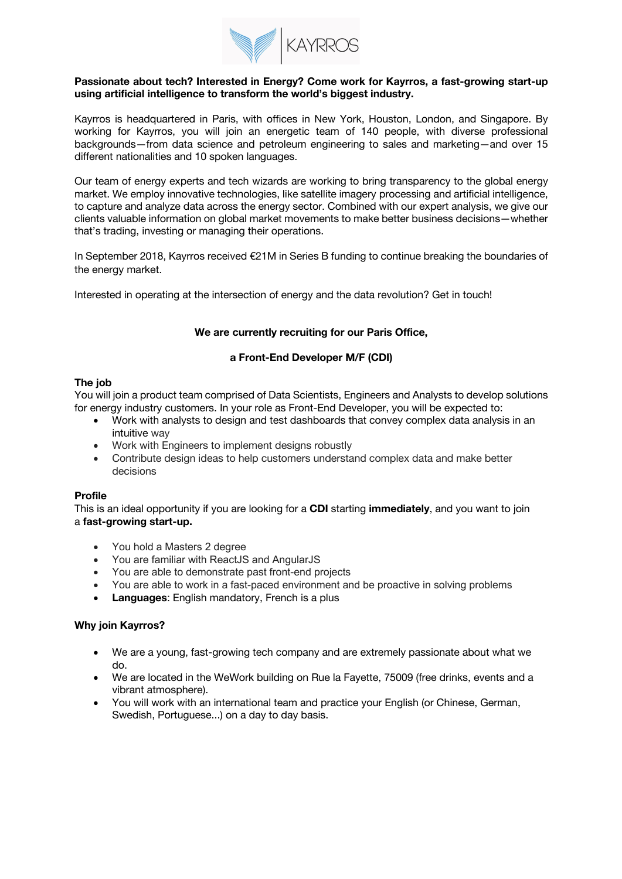**Passionate about tech? Interested in Energy? Come work for Kayrros, a fast-growing start-up using artificial intelligence to transform the world's biggest industry.**

Kayrros is headquartered in Paris, with offices in New York, Houston, London, and Singapore. By working for Kayrros, you will join an energetic team of 140 people, with diverse professional backgrounds—from data science and petroleum engineering to sales and marketing—and over 15 different nationalities and 10 spoken languages.

Our team of energy experts and tech wizards are working to bring transparency to the global energy market. We employ innovative technologies, like satellite imagery processing and artificial intelligence, to capture and analyze data across the energy sector. Combined with our expert analysis, we give our clients valuable information on global market movements to make better business decisions—whether that's trading, investing or managing their operations.

In September 2018, Kayrros received €21M in Series B funding to continue breaking the boundaries of the energy market.

Interested in operating at the intersection of energy and the data revolution? Get in touch!

**We are currently recruiting for our Paris Office,**

**a Front-End Developer M/F (CDI)**

**The job**

You will join a product team comprised of Data Scientists, Engineers and Analysts to develop solutions for energy industry customers. In your role as Front-End Developer, you will be expected to:

- Work with analysts to design and test dashboards that convey complex data analysis in an intuitive way
- Work with Engineers to implement designs robustly
- Contribute design ideas to help customers understand complex data and make better decisions

**Profile**

This is an ideal opportunity if you are looking for a **CDI** starting **immediately**, and you want to join a **fast-growing start-up.**

- You hold a Masters 2 degree
- You are familiar with ReactJS and AngularJS
- You are able to demonstrate past front-end projects
- You are able to work in a fast-paced environment and be proactive in solving problems
- **Languages**: English mandatory, French is a plus

**Why join Kayrros?**

- We are a young, fast-growing tech company and are extremely passionate about what we do.
- We are located in the WeWork building on Rue la Fayette, 75009 (free drinks, events and a vibrant atmosphere).
- You will work with an international team and practice your English (or Chinese, German, Swedish, Portuguese...) on a day to day basis.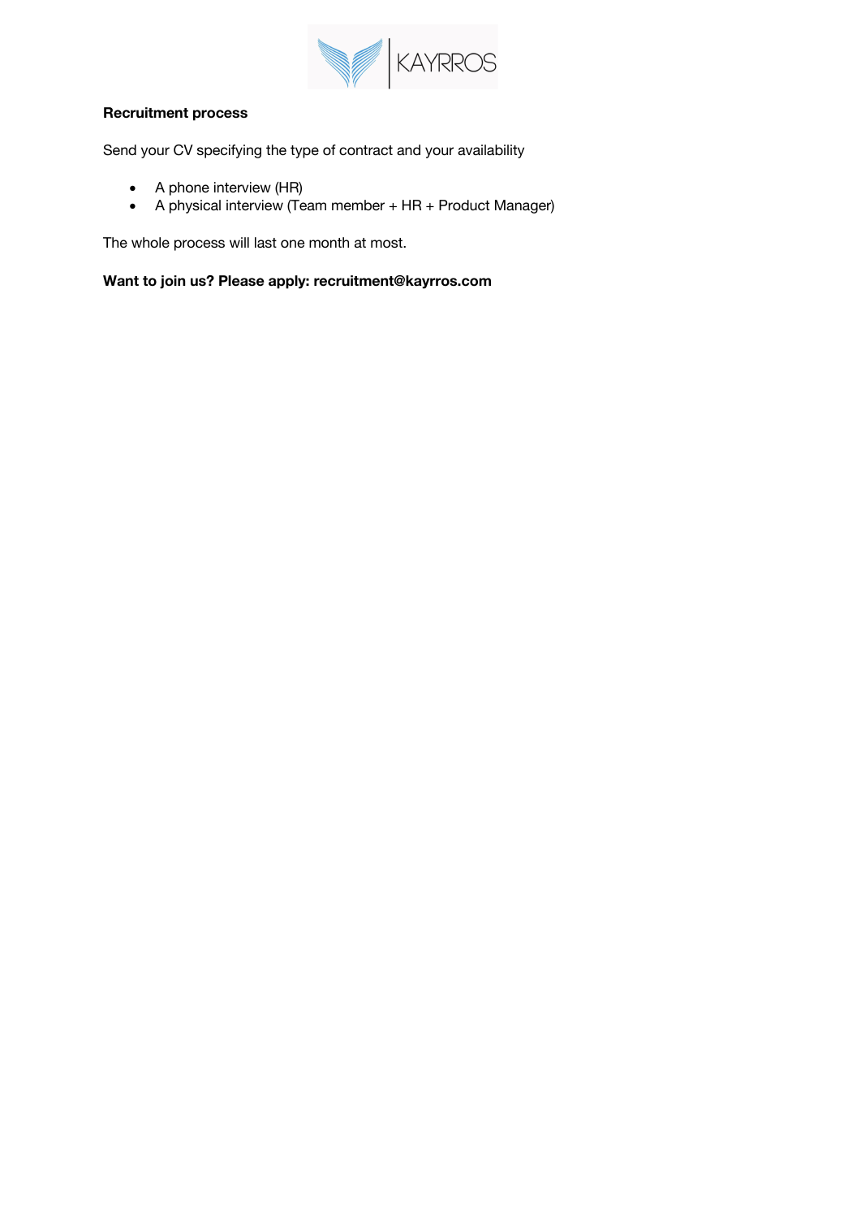**Recruitment process**

Send your CV specifying the type of contract and your availability

- A phone interview (HR)
- A physical interview (Team member + HR + Product Manager)

The whole process will last one month at most.

**Want to join us? Please apply: recruitment@kayrros.com**